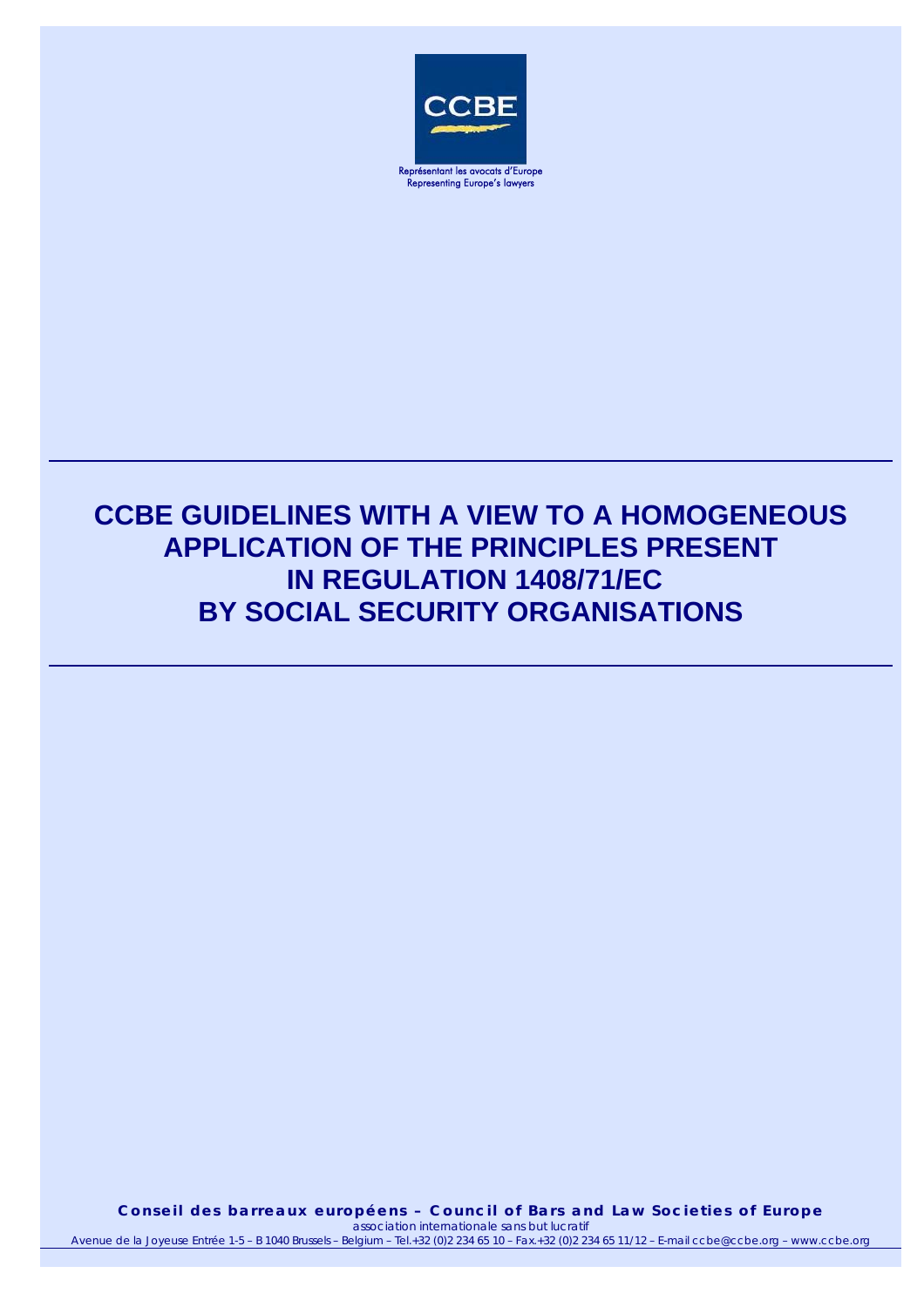CCBE

Représentant les avocats d'Europe
Representing Europe's lawyers

# CCBE GUIDELINES WITH A VIEW TO A HOMOGENEOUS APPLICATION OF THE PRINCIPLES PRESENT IN REGULATION 1408/71/EC BY SOCIAL SECURITY ORGANISATIONS

**Conseil des barreaux européens – Council of Bars and Law Societies of Europe**
*association internationale sans but lucratif*
*Avenue de la Joyeuse Entrée 1-5 – B 1040 Brussels – Belgium – Tel.+32 (0)2 234 65 10 – Fax.+32 (0)2 234 65 11/12 – E-mail ccbe@ccbe.org – www.ccbe.org*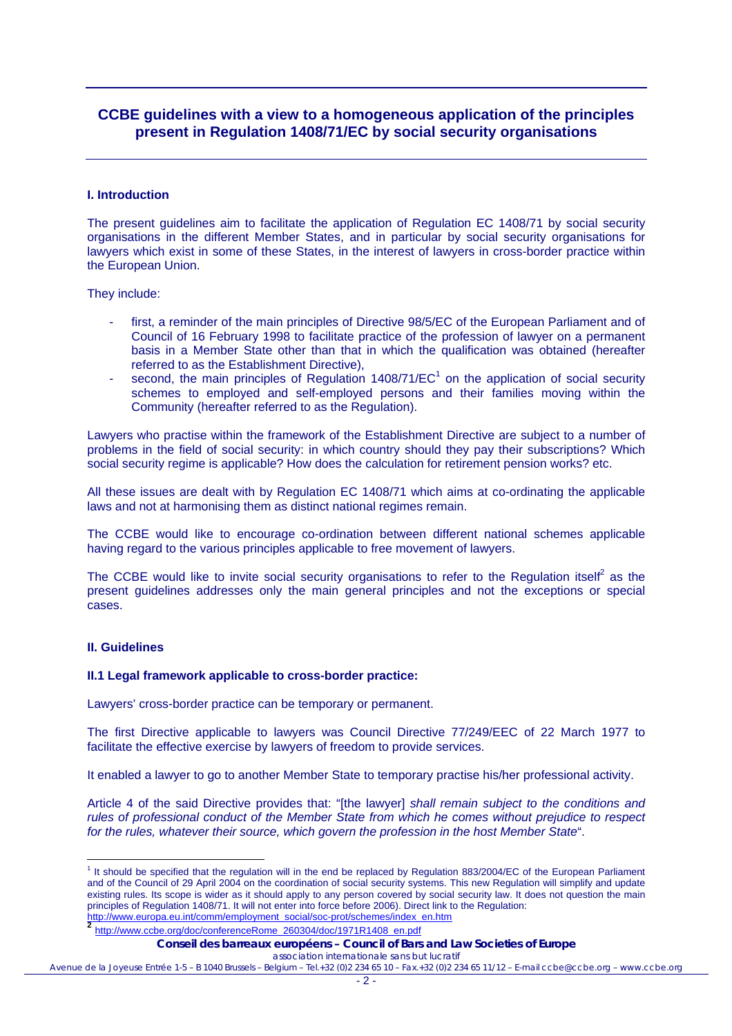# CCBE guidelines with a view to a homogeneous application of the principles present in Regulation 1408/71/EC by social security organisations

## I. Introduction

The present guidelines aim to facilitate the application of Regulation EC 1408/71 by social security organisations in the different Member States, and in particular by social security organisations for lawyers which exist in some of these States, in the interest of lawyers in cross-border practice within the European Union.

They include:

- first, a reminder of the main principles of Directive 98/5/EC of the European Parliament and of Council of 16 February 1998 to facilitate practice of the profession of lawyer on a permanent basis in a Member State other than that in which the qualification was obtained (hereafter referred to as the Establishment Directive),
- second, the main principles of Regulation 1408/71/EC[1] on the application of social security schemes to employed and self-employed persons and their families moving within the Community (hereafter referred to as the Regulation).

Lawyers who practise within the framework of the Establishment Directive are subject to a number of problems in the field of social security: in which country should they pay their subscriptions? Which social security regime is applicable? How does the calculation for retirement pension works? etc.

All these issues are dealt with by Regulation EC 1408/71 which aims at co-ordinating the applicable laws and not at harmonising them as distinct national regimes remain.

The CCBE would like to encourage co-ordination between different national schemes applicable having regard to the various principles applicable to free movement of lawyers.

The CCBE would like to invite social security organisations to refer to the Regulation itself[2] as the present guidelines addresses only the main general principles and not the exceptions or special cases.

## II. Guidelines

### II.1 Legal framework applicable to cross-border practice:

Lawyers' cross-border practice can be temporary or permanent.

The first Directive applicable to lawyers was Council Directive 77/249/EEC of 22 March 1977 to facilitate the effective exercise by lawyers of freedom to provide services.

It enabled a lawyer to go to another Member State to temporary practise his/her professional activity.

Article 4 of the said Directive provides that: "[the lawyer] *shall remain subject to the conditions and rules of professional conduct of the Member State from which he comes without prejudice to respect for the rules, whatever their source, which govern the profession in the host Member State*".

---

[1] It should be specified that the regulation will in the end be replaced by Regulation 883/2004/EC of the European Parliament and of the Council of 29 April 2004 on the coordination of social security systems. This new Regulation will simplify and update existing rules. Its scope is wider as it should apply to any person covered by social security law. It does not question the main principles of Regulation 1408/71. It will not enter into force before 2006). Direct link to the Regulation: http://www.europa.eu.int/comm/employment_social/soc-prot/schemes/index_en.htm

[2] http://www.ccbe.org/doc/conferenceRome_260304/doc/1971R1408_en.pdf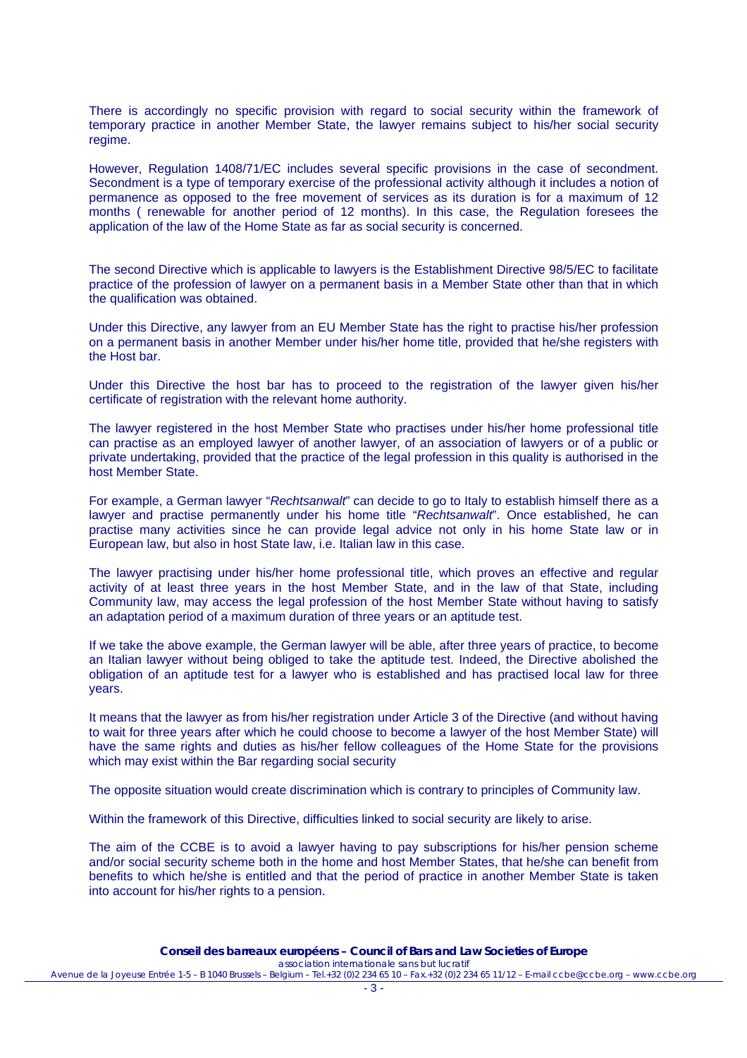There is accordingly no specific provision with regard to social security within the framework of temporary practice in another Member State, the lawyer remains subject to his/her social security regime.

However, Regulation 1408/71/EC includes several specific provisions in the case of secondment. Secondment is a type of temporary exercise of the professional activity although it includes a notion of permanence as opposed to the free movement of services as its duration is for a maximum of 12 months ( renewable for another period of 12 months). In this case, the Regulation foresees the application of the law of the Home State as far as social security is concerned.

The second Directive which is applicable to lawyers is the Establishment Directive 98/5/EC to facilitate practice of the profession of lawyer on a permanent basis in a Member State other than that in which the qualification was obtained.

Under this Directive, any lawyer from an EU Member State has the right to practise his/her profession on a permanent basis in another Member under his/her home title, provided that he/she registers with the Host bar.

Under this Directive the host bar has to proceed to the registration of the lawyer given his/her certificate of registration with the relevant home authority.

The lawyer registered in the host Member State who practises under his/her home professional title can practise as an employed lawyer of another lawyer, of an association of lawyers or of a public or private undertaking, provided that the practice of the legal profession in this quality is authorised in the host Member State.

For example, a German lawyer "*Rechtsanwalt*" can decide to go to Italy to establish himself there as a lawyer and practise permanently under his home title "*Rechtsanwalt*". Once established, he can practise many activities since he can provide legal advice not only in his home State law or in European law, but also in host State law, i.e. Italian law in this case.

The lawyer practising under his/her home professional title, which proves an effective and regular activity of at least three years in the host Member State, and in the law of that State, including Community law, may access the legal profession of the host Member State without having to satisfy an adaptation period of a maximum duration of three years or an aptitude test.

If we take the above example, the German lawyer will be able, after three years of practice, to become an Italian lawyer without being obliged to take the aptitude test. Indeed, the Directive abolished the obligation of an aptitude test for a lawyer who is established and has practised local law for three years.

It means that the lawyer as from his/her registration under Article 3 of the Directive (and without having to wait for three years after which he could choose to become a lawyer of the host Member State) will have the same rights and duties as his/her fellow colleagues of the Home State for the provisions which may exist within the Bar regarding social security

The opposite situation would create discrimination which is contrary to principles of Community law.

Within the framework of this Directive, difficulties linked to social security are likely to arise.

The aim of the CCBE is to avoid a lawyer having to pay subscriptions for his/her pension scheme and/or social security scheme both in the home and host Member States, that he/she can benefit from benefits to which he/she is entitled and that the period of practice in another Member State is taken into account for his/her rights to a pension.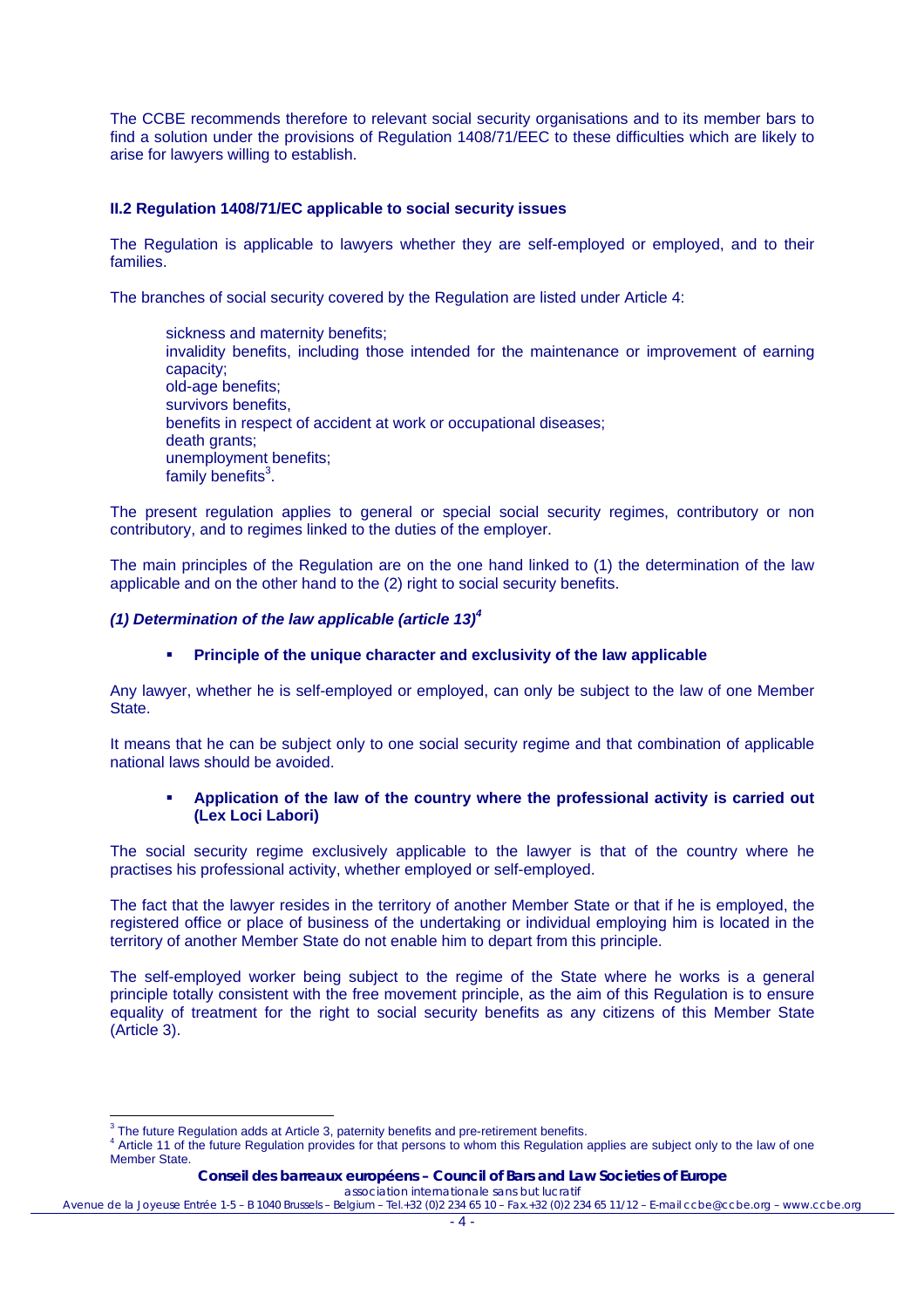The CCBE recommends therefore to relevant social security organisations and to its member bars to find a solution under the provisions of Regulation 1408/71/EEC to these difficulties which are likely to arise for lawyers willing to establish.

### II.2 Regulation 1408/71/EC applicable to social security issues

The Regulation is applicable to lawyers whether they are self-employed or employed, and to their families.

The branches of social security covered by the Regulation are listed under Article 4:

- sickness and maternity benefits;
- invalidity benefits, including those intended for the maintenance or improvement of earning capacity;
- old-age benefits;
- survivors benefits,
- benefits in respect of accident at work or occupational diseases;
- death grants;
- unemployment benefits;
- family benefits[3].

The present regulation applies to general or special social security regimes, contributory or non contributory, and to regimes linked to the duties of the employer.

The main principles of the Regulation are on the one hand linked to (1) the determination of the law applicable and on the other hand to the (2) right to social security benefits.

#### *(1) Determination of the law applicable (article 13)*[4]

- **Principle of the unique character and exclusivity of the law applicable**

Any lawyer, whether he is self-employed or employed, can only be subject to the law of one Member State.

It means that he can be subject only to one social security regime and that combination of applicable national laws should be avoided.

- **Application of the law of the country where the professional activity is carried out (Lex Loci Labori)**

The social security regime exclusively applicable to the lawyer is that of the country where he practises his professional activity, whether employed or self-employed.

The fact that the lawyer resides in the territory of another Member State or that if he is employed, the registered office or place of business of the undertaking or individual employing him is located in the territory of another Member State do not enable him to depart from this principle.

The self-employed worker being subject to the regime of the State where he works is a general principle totally consistent with the free movement principle, as the aim of this Regulation is to ensure equality of treatment for the right to social security benefits as any citizens of this Member State (Article 3).

---

[3] The future Regulation adds at Article 3, paternity benefits and pre-retirement benefits.

[4] Article 11 of the future Regulation provides for that persons to whom this Regulation applies are subject only to the law of one Member State.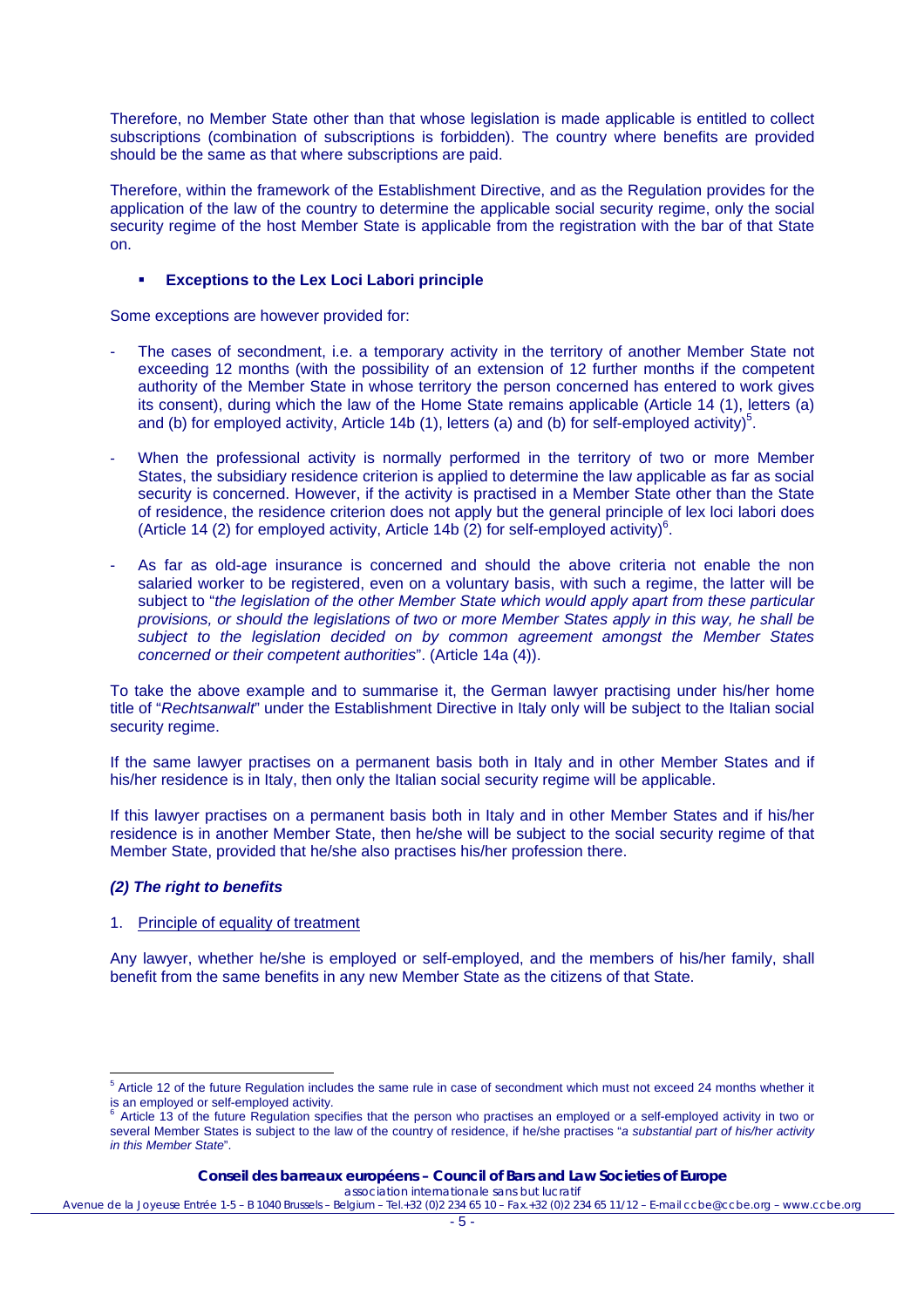Therefore, no Member State other than that whose legislation is made applicable is entitled to collect subscriptions (combination of subscriptions is forbidden). The country where benefits are provided should be the same as that where subscriptions are paid.

Therefore, within the framework of the Establishment Directive, and as the Regulation provides for the application of the law of the country to determine the applicable social security regime, only the social security regime of the host Member State is applicable from the registration with the bar of that State on.

- **Exceptions to the Lex Loci Labori principle**

Some exceptions are however provided for:

- The cases of secondment, i.e. a temporary activity in the territory of another Member State not exceeding 12 months (with the possibility of an extension of 12 further months if the competent authority of the Member State in whose territory the person concerned has entered to work gives its consent), during which the law of the Home State remains applicable (Article 14 (1), letters (a) and (b) for employed activity, Article 14b (1), letters (a) and (b) for self-employed activity)[5].

- When the professional activity is normally performed in the territory of two or more Member States, the subsidiary residence criterion is applied to determine the law applicable as far as social security is concerned. However, if the activity is practised in a Member State other than the State of residence, the residence criterion does not apply but the general principle of lex loci labori does (Article 14 (2) for employed activity, Article 14b (2) for self-employed activity)[6].

- As far as old-age insurance is concerned and should the above criteria not enable the non salaried worker to be registered, even on a voluntary basis, with such a regime, the latter will be subject to "*the legislation of the other Member State which would apply apart from these particular provisions, or should the legislations of two or more Member States apply in this way, he shall be subject to the legislation decided on by common agreement amongst the Member States concerned or their competent authorities*". (Article 14a (4)).

To take the above example and to summarise it, the German lawyer practising under his/her home title of "*Rechtsanwalt*" under the Establishment Directive in Italy only will be subject to the Italian social security regime.

If the same lawyer practises on a permanent basis both in Italy and in other Member States and if his/her residence is in Italy, then only the Italian social security regime will be applicable.

If this lawyer practises on a permanent basis both in Italy and in other Member States and if his/her residence is in another Member State, then he/she will be subject to the social security regime of that Member State, provided that he/she also practises his/her profession there.

### *(2) The right to benefits*

1. Principle of equality of treatment

Any lawyer, whether he/she is employed or self-employed, and the members of his/her family, shall benefit from the same benefits in any new Member State as the citizens of that State.

---

[5] Article 12 of the future Regulation includes the same rule in case of secondment which must not exceed 24 months whether it is an employed or self-employed activity.

[6] Article 13 of the future Regulation specifies that the person who practises an employed or a self-employed activity in two or several Member States is subject to the law of the country of residence, if he/she practises "*a substantial part of his/her activity in this Member State*".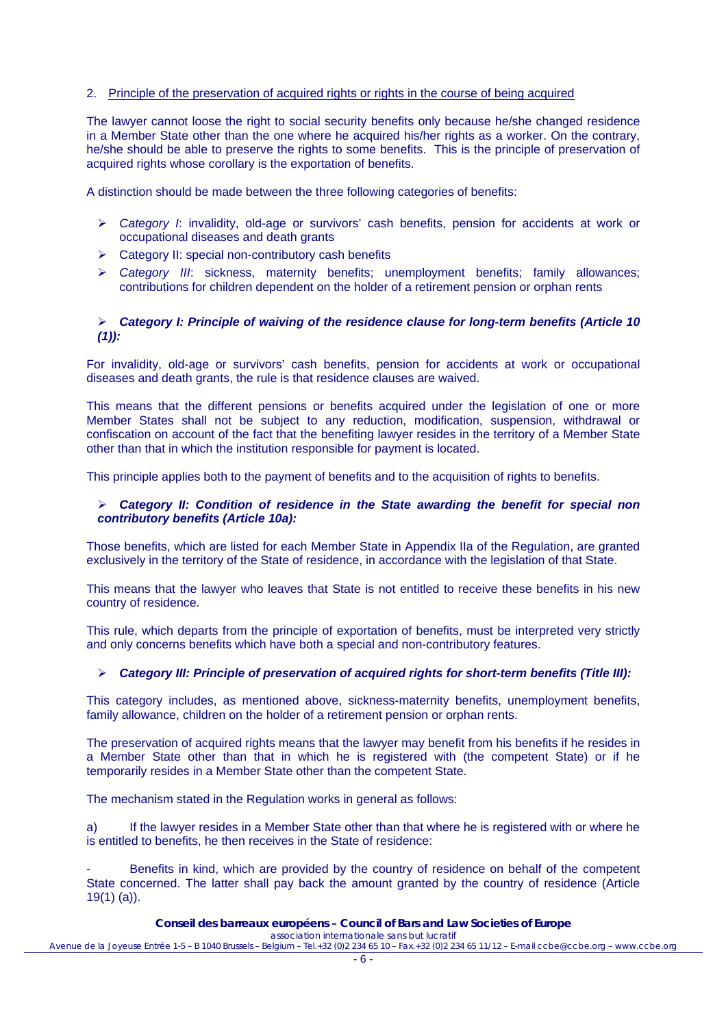2. Principle of the preservation of acquired rights or rights in the course of being acquired

The lawyer cannot loose the right to social security benefits only because he/she changed residence in a Member State other than the one where he acquired his/her rights as a worker. On the contrary, he/she should be able to preserve the rights to some benefits. This is the principle of preservation of acquired rights whose corollary is the exportation of benefits.

A distinction should be made between the three following categories of benefits:

- *Category I*: invalidity, old-age or survivors' cash benefits, pension for accidents at work or occupational diseases and death grants
- Category II: special non-contributory cash benefits
- *Category III*: sickness, maternity benefits; unemployment benefits; family allowances; contributions for children dependent on the holder of a retirement pension or orphan rents

- ***Category I: Principle of waiving of the residence clause for long-term benefits (Article 10 (1)):***

For invalidity, old-age or survivors' cash benefits, pension for accidents at work or occupational diseases and death grants, the rule is that residence clauses are waived.

This means that the different pensions or benefits acquired under the legislation of one or more Member States shall not be subject to any reduction, modification, suspension, withdrawal or confiscation on account of the fact that the benefiting lawyer resides in the territory of a Member State other than that in which the institution responsible for payment is located.

This principle applies both to the payment of benefits and to the acquisition of rights to benefits.

- ***Category II: Condition of residence in the State awarding the benefit for special non contributory benefits (Article 10a):***

Those benefits, which are listed for each Member State in Appendix IIa of the Regulation, are granted exclusively in the territory of the State of residence, in accordance with the legislation of that State.

This means that the lawyer who leaves that State is not entitled to receive these benefits in his new country of residence.

This rule, which departs from the principle of exportation of benefits, must be interpreted very strictly and only concerns benefits which have both a special and non-contributory features.

- ***Category III: Principle of preservation of acquired rights for short-term benefits (Title III):***

This category includes, as mentioned above, sickness-maternity benefits, unemployment benefits, family allowance, children on the holder of a retirement pension or orphan rents.

The preservation of acquired rights means that the lawyer may benefit from his benefits if he resides in a Member State other than that in which he is registered with (the competent State) or if he temporarily resides in a Member State other than the competent State.

The mechanism stated in the Regulation works in general as follows:

a) If the lawyer resides in a Member State other than that where he is registered with or where he is entitled to benefits, he then receives in the State of residence:

- Benefits in kind, which are provided by the country of residence on behalf of the competent State concerned. The latter shall pay back the amount granted by the country of residence (Article 19(1) (a)).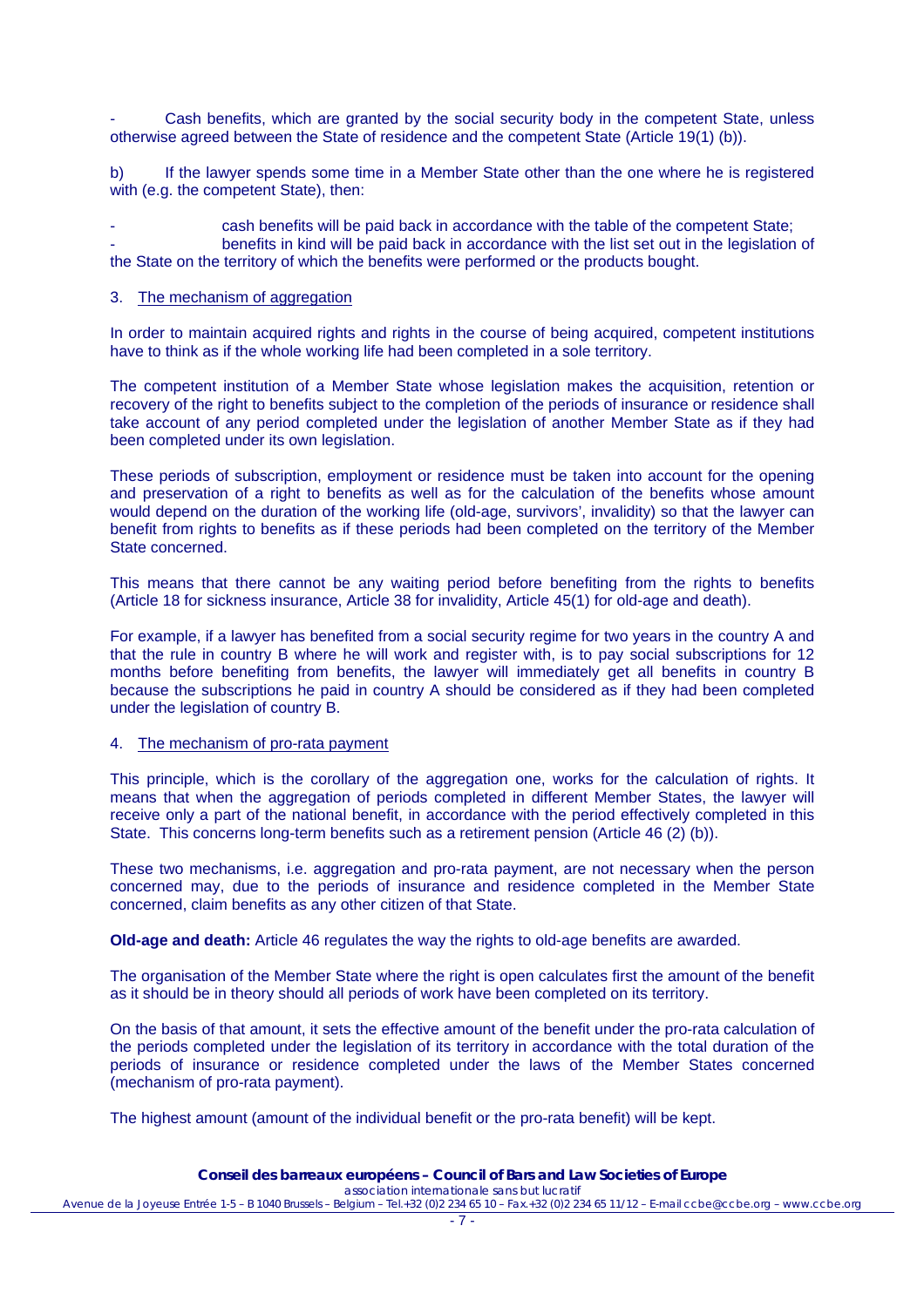- Cash benefits, which are granted by the social security body in the competent State, unless otherwise agreed between the State of residence and the competent State (Article 19(1) (b)).

b) If the lawyer spends some time in a Member State other than the one where he is registered with (e.g. the competent State), then:

- cash benefits will be paid back in accordance with the table of the competent State;
- benefits in kind will be paid back in accordance with the list set out in the legislation of the State on the territory of which the benefits were performed or the products bought.

3. The mechanism of aggregation

In order to maintain acquired rights and rights in the course of being acquired, competent institutions have to think as if the whole working life had been completed in a sole territory.

The competent institution of a Member State whose legislation makes the acquisition, retention or recovery of the right to benefits subject to the completion of the periods of insurance or residence shall take account of any period completed under the legislation of another Member State as if they had been completed under its own legislation.

These periods of subscription, employment or residence must be taken into account for the opening and preservation of a right to benefits as well as for the calculation of the benefits whose amount would depend on the duration of the working life (old-age, survivors', invalidity) so that the lawyer can benefit from rights to benefits as if these periods had been completed on the territory of the Member State concerned.

This means that there cannot be any waiting period before benefiting from the rights to benefits (Article 18 for sickness insurance, Article 38 for invalidity, Article 45(1) for old-age and death).

For example, if a lawyer has benefited from a social security regime for two years in the country A and that the rule in country B where he will work and register with, is to pay social subscriptions for 12 months before benefiting from benefits, the lawyer will immediately get all benefits in country B because the subscriptions he paid in country A should be considered as if they had been completed under the legislation of country B.

4. The mechanism of pro-rata payment

This principle, which is the corollary of the aggregation one, works for the calculation of rights. It means that when the aggregation of periods completed in different Member States, the lawyer will receive only a part of the national benefit, in accordance with the period effectively completed in this State. This concerns long-term benefits such as a retirement pension (Article 46 (2) (b)).

These two mechanisms, i.e. aggregation and pro-rata payment, are not necessary when the person concerned may, due to the periods of insurance and residence completed in the Member State concerned, claim benefits as any other citizen of that State.

**Old-age and death:** Article 46 regulates the way the rights to old-age benefits are awarded.

The organisation of the Member State where the right is open calculates first the amount of the benefit as it should be in theory should all periods of work have been completed on its territory.

On the basis of that amount, it sets the effective amount of the benefit under the pro-rata calculation of the periods completed under the legislation of its territory in accordance with the total duration of the periods of insurance or residence completed under the laws of the Member States concerned (mechanism of pro-rata payment).

The highest amount (amount of the individual benefit or the pro-rata benefit) will be kept.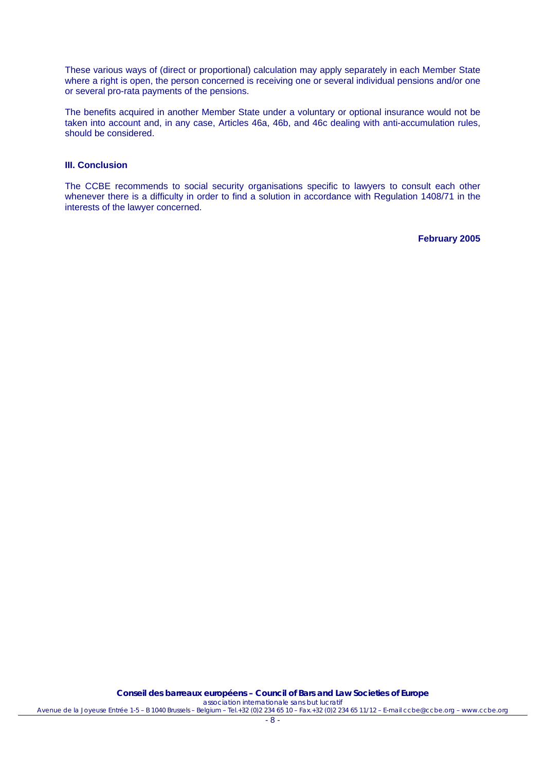These various ways of (direct or proportional) calculation may apply separately in each Member State where a right is open, the person concerned is receiving one or several individual pensions and/or one or several pro-rata payments of the pensions.

The benefits acquired in another Member State under a voluntary or optional insurance would not be taken into account and, in any case, Articles 46a, 46b, and 46c dealing with anti-accumulation rules, should be considered.

### III. Conclusion

The CCBE recommends to social security organisations specific to lawyers to consult each other whenever there is a difficulty in order to find a solution in accordance with Regulation 1408/71 in the interests of the lawyer concerned.

**February 2005**